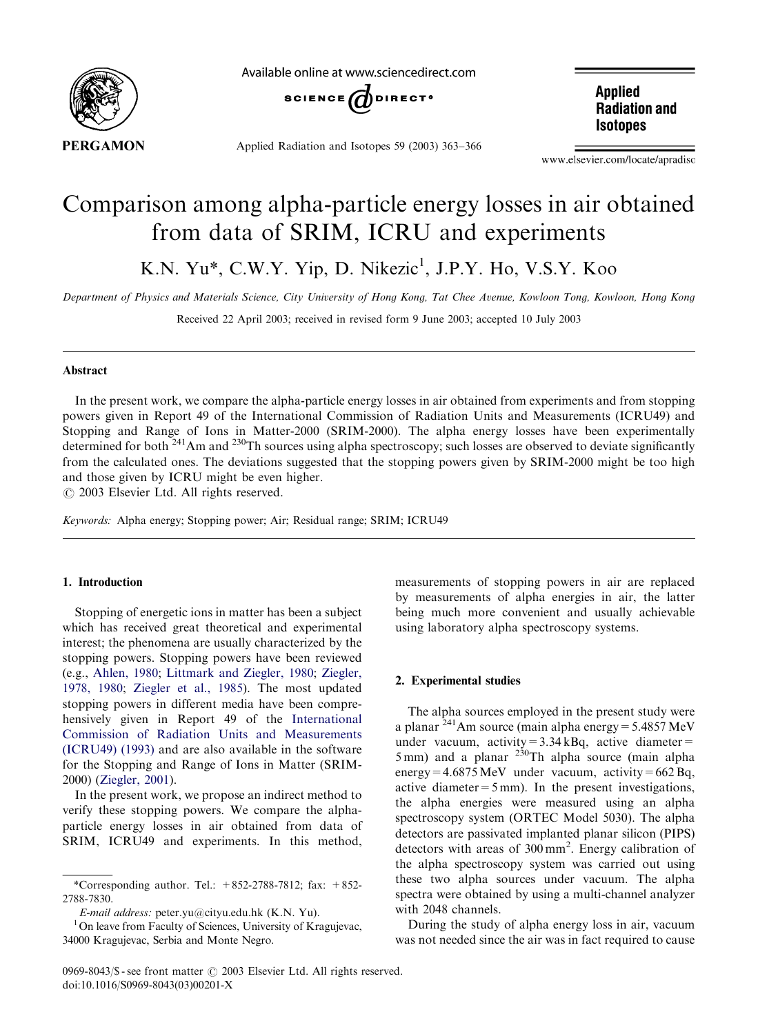# Comparison among alpha-particle energy losses in air obtained from data of SRIM, ICRU and experiments

K.N. Yu*, C.W.Y. Yip, D. Nikezic[1], J.P.Y. Ho, V.S.Y. Koo

*Department of Physics and Materials Science, City University of Hong Kong, Tat Chee Avenue, Kowloon Tong, Kowloon, Hong Kong*

Received 22 April 2003; received in revised form 9 June 2003; accepted 10 July 2003

## Abstract

In the present work, we compare the alpha-particle energy losses in air obtained from experiments and from stopping powers given in Report 49 of the International Commission of Radiation Units and Measurements (ICRU49) and Stopping and Range of Ions in Matter-2000 (SRIM-2000). The alpha energy losses have been experimentally determined for both $^{241}$Am and $^{230}$Th sources using alpha spectroscopy; such losses are observed to deviate significantly from the calculated ones. The deviations suggested that the stopping powers given by SRIM-2000 might be too high and those given by ICRU might be even higher.

© 2003 Elsevier Ltd. All rights reserved.

*Keywords:* Alpha energy; Stopping power; Air; Residual range; SRIM; ICRU49

## 1. Introduction

Stopping of energetic ions in matter has been a subject which has received great theoretical and experimental interest; the phenomena are usually characterized by the stopping powers. Stopping powers have been reviewed (e.g., Ahlen, 1980; Littmark and Ziegler, 1980; Ziegler, 1978, 1980; Ziegler et al., 1985). The most updated stopping powers in different media have been comprehensively given in Report 49 of the International Commission of Radiation Units and Measurements (ICRU49) (1993) and are also available in the software for the Stopping and Range of Ions in Matter (SRIM-2000) (Ziegler, 2001).

In the present work, we propose an indirect method to verify these stopping powers. We compare the alpha-particle energy losses in air obtained from data of SRIM, ICRU49 and experiments. In this method, measurements of stopping powers in air are replaced by measurements of alpha energies in air, the latter being much more convenient and usually achievable using laboratory alpha spectroscopy systems.

## 2. Experimental studies

The alpha sources employed in the present study were a planar $^{241}$Am source (main alpha energy = 5.4857 MeV under vacuum, activity = 3.34 kBq, active diameter = 5 mm) and a planar $^{230}$Th alpha source (main alpha energy = 4.6875 MeV under vacuum, activity = 662 Bq, active diameter = 5 mm). In the present investigations, the alpha energies were measured using an alpha spectroscopy system (ORTEC Model 5030). The alpha detectors are passivated implanted planar silicon (PIPS) detectors with areas of 300 mm$^2$. Energy calibration of the alpha spectroscopy system was carried out using these two alpha sources under vacuum. The alpha spectra were obtained by using a multi-channel analyzer with 2048 channels.

During the study of alpha energy loss in air, vacuum was not needed since the air was in fact required to cause

---

*Corresponding author. Tel.: +852-2788-7812; fax: +852-2788-7830.

*E-mail address:* peter.yu@cityu.edu.hk (K.N. Yu).

[1] On leave from Faculty of Sciences, University of Kragujevac, 34000 Kragujevac, Serbia and Monte Negro.

0969-8043/$ - see front matter © 2003 Elsevier Ltd. All rights reserved.
doi:10.1016/S0969-8043(03)00201-X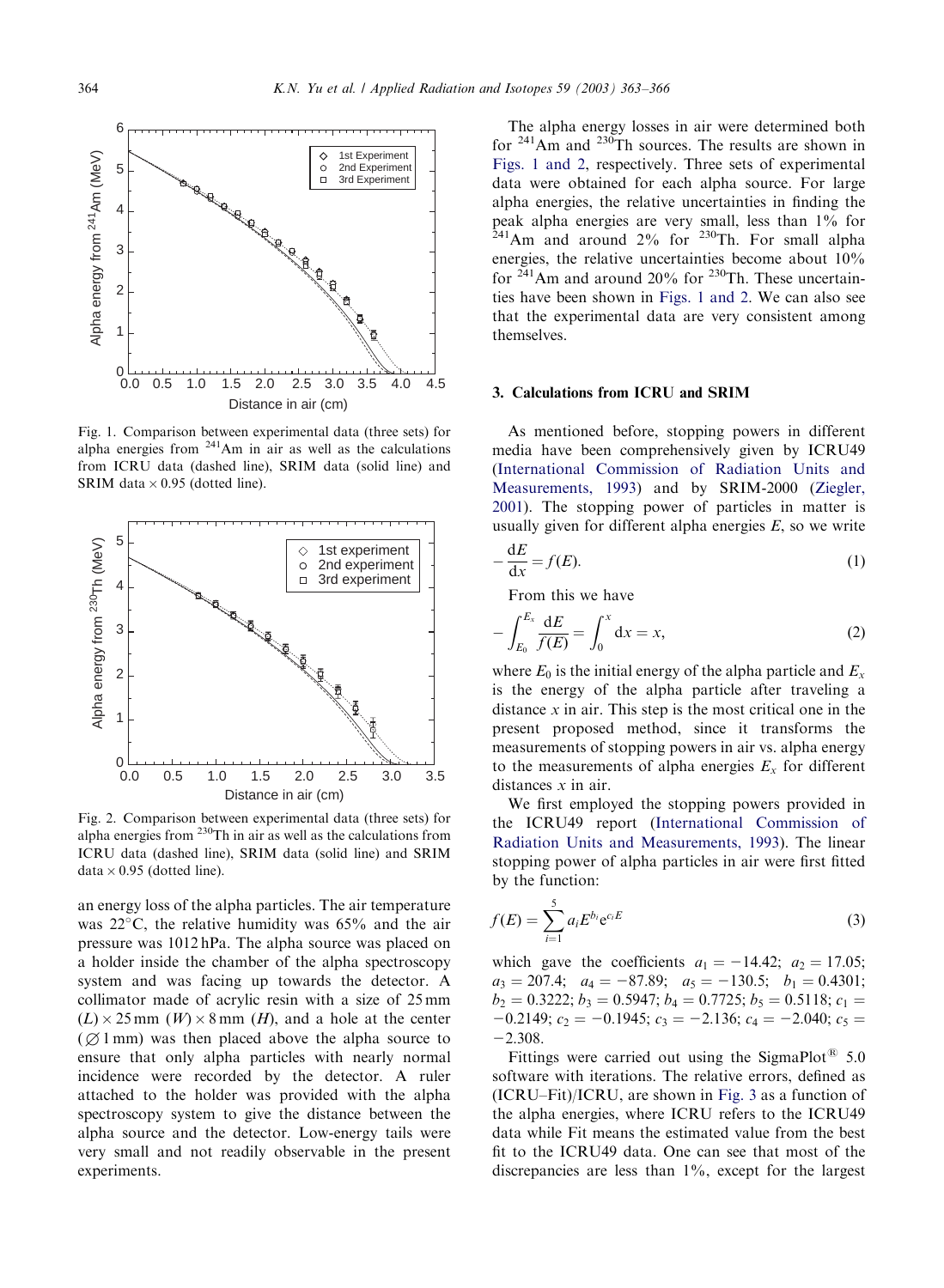Fig. 1. Comparison between experimental data (three sets) for alpha energies from $^{241}$Am in air as well as the calculations from ICRU data (dashed line), SRIM data (solid line) and SRIM data × 0.95 (dotted line).

Fig. 2. Comparison between experimental data (three sets) for alpha energies from $^{230}$Th in air as well as the calculations from ICRU data (dashed line), SRIM data (solid line) and SRIM data × 0.95 (dotted line).

an energy loss of the alpha particles. The air temperature was 22°C, the relative humidity was 65% and the air pressure was 1012 hPa. The alpha source was placed on a holder inside the chamber of the alpha spectroscopy system and was facing up towards the detector. A collimator made of acrylic resin with a size of 25 mm ($L$) × 25 mm ($W$) × 8 mm ($H$), and a hole at the center (∅ 1 mm) was then placed above the alpha source to ensure that only alpha particles with nearly normal incidence were recorded by the detector. A ruler attached to the holder was provided with the alpha spectroscopy system to give the distance between the alpha source and the detector. Low-energy tails were very small and not readily observable in the present experiments.

The alpha energy losses in air were determined both for $^{241}$Am and $^{230}$Th sources. The results are shown in Figs. 1 and 2, respectively. Three sets of experimental data were obtained for each alpha source. For large alpha energies, the relative uncertainties in finding the peak alpha energies are very small, less than 1% for $^{241}$Am and around 2% for $^{230}$Th. For small alpha energies, the relative uncertainties become about 10% for $^{241}$Am and around 20% for $^{230}$Th. These uncertainties have been shown in Figs. 1 and 2. We can also see that the experimental data are very consistent among themselves.

## 3. Calculations from ICRU and SRIM

As mentioned before, stopping powers in different media have been comprehensively given by ICRU49 (International Commission of Radiation Units and Measurements, 1993) and by SRIM-2000 (Ziegler, 2001). The stopping power of particles in matter is usually given for different alpha energies $E$, so we write

$$-\frac{\mathrm{d}E}{\mathrm{d}x} = f(E). \tag{1}$$

From this we have

$$-\int_{E_0}^{E_x} \frac{\mathrm{d}E}{f(E)} = \int_0^x \mathrm{d}x = x, \tag{2}$$

where $E_0$ is the initial energy of the alpha particle and $E_x$ is the energy of the alpha particle after traveling a distance $x$ in air. This step is the most critical one in the present proposed method, since it transforms the measurements of stopping powers in air vs. alpha energy to the measurements of alpha energies $E_x$ for different distances $x$ in air.

We first employed the stopping powers provided in the ICRU49 report (International Commission of Radiation Units and Measurements, 1993). The linear stopping power of alpha particles in air were first fitted by the function:

$$f(E) = \sum_{i=1}^{5} a_i E^{b_i} \mathrm{e}^{c_i E} \tag{3}$$

which gave the coefficients $a_1 = -14.42$; $a_2 = 17.05$; $a_3 = 207.4$; $a_4 = -87.89$; $a_5 = -130.5$; $b_1 = 0.4301$; $b_2 = 0.3222$; $b_3 = 0.5947$; $b_4 = 0.7725$; $b_5 = 0.5118$; $c_1 = -0.2149$; $c_2 = -0.1945$; $c_3 = -2.136$; $c_4 = -2.040$; $c_5 = -2.308$.

Fittings were carried out using the SigmaPlot® 5.0 software with iterations. The relative errors, defined as (ICRU–Fit)/ICRU, are shown in Fig. 3 as a function of the alpha energies, where ICRU refers to the ICRU49 data while Fit means the estimated value from the best fit to the ICRU49 data. One can see that most of the discrepancies are less than 1%, except for the largest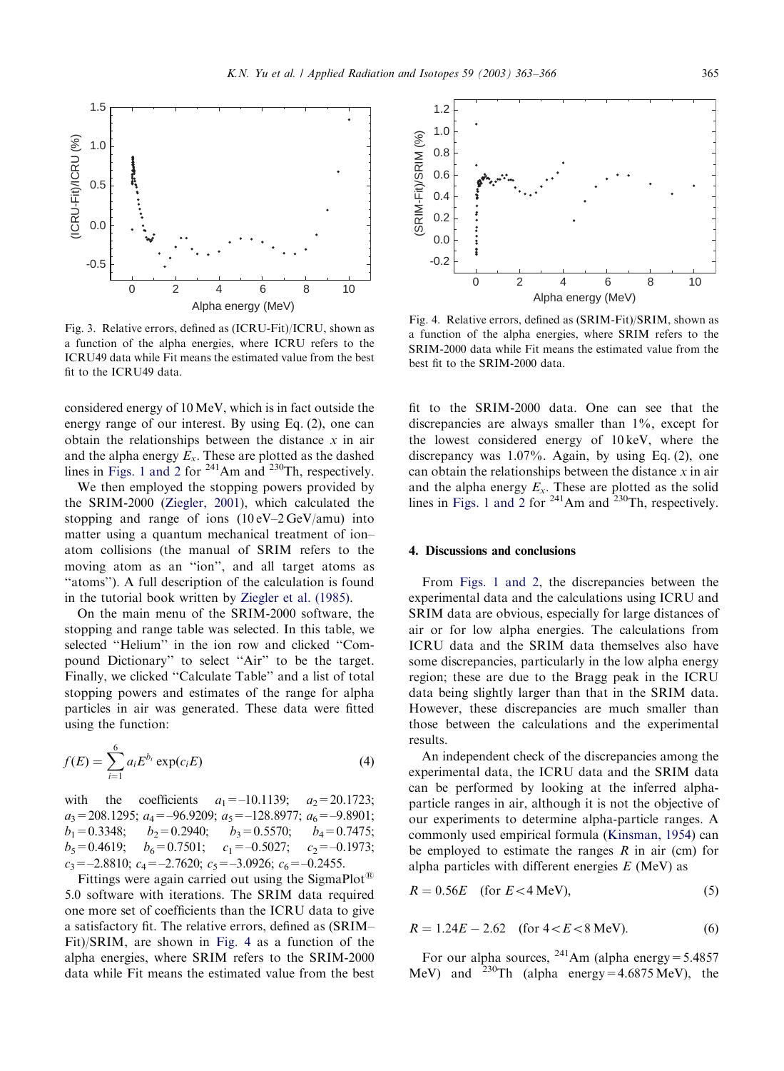Fig. 3. Relative errors, defined as (ICRU-Fit)/ICRU, shown as a function of the alpha energies, where ICRU refers to the ICRU49 data while Fit means the estimated value from the best fit to the ICRU49 data.

Fig. 4. Relative errors, defined as (SRIM-Fit)/SRIM, shown as a function of the alpha energies, where SRIM refers to the SRIM-2000 data while Fit means the estimated value from the best fit to the SRIM-2000 data.

considered energy of 10 MeV, which is in fact outside the energy range of our interest. By using Eq. (2), one can obtain the relationships between the distance $x$ in air and the alpha energy $E_x$. These are plotted as the dashed lines in Figs. 1 and 2 for $^{241}$Am and $^{230}$Th, respectively.

We then employed the stopping powers provided by the SRIM-2000 (Ziegler, 2001), which calculated the stopping and range of ions (10 eV–2 GeV/amu) into matter using a quantum mechanical treatment of ion–atom collisions (the manual of SRIM refers to the moving atom as an "ion", and all target atoms as "atoms"). A full description of the calculation is found in the tutorial book written by Ziegler et al. (1985).

On the main menu of the SRIM-2000 software, the stopping and range table was selected. In this table, we selected "Helium" in the ion row and clicked "Compound Dictionary" to select "Air" to be the target. Finally, we clicked "Calculate Table" and a list of total stopping powers and estimates of the range for alpha particles in air was generated. These data were fitted using the function:

$$f(E) = \sum_{i=1}^{6} a_i E^{b_i} \exp(c_i E) \tag{4}$$

with the coefficients $a_1 = -10.1139$; $a_2 = 20.1723$; $a_3 = 208.1295$; $a_4 = -96.9209$; $a_5 = -128.8977$; $a_6 = -9.8901$; $b_1 = 0.3348$; $b_2 = 0.2940$; $b_3 = 0.5570$; $b_4 = 0.7475$; $b_5 = 0.4619$; $b_6 = 0.7501$; $c_1 = -0.5027$; $c_2 = -0.1973$; $c_3 = -2.8810$; $c_4 = -2.7620$; $c_5 = -3.0926$; $c_6 = -0.2455$.

Fittings were again carried out using the SigmaPlot® 5.0 software with iterations. The SRIM data required one more set of coefficients than the ICRU data to give a satisfactory fit. The relative errors, defined as (SRIM–Fit)/SRIM, are shown in Fig. 4 as a function of the alpha energies, where SRIM refers to the SRIM-2000 data while Fit means the estimated value from the best fit to the SRIM-2000 data. One can see that the discrepancies are always smaller than 1%, except for the lowest considered energy of 10 keV, where the discrepancy was 1.07%. Again, by using Eq. (2), one can obtain the relationships between the distance $x$ in air and the alpha energy $E_x$. These are plotted as the solid lines in Figs. 1 and 2 for $^{241}$Am and $^{230}$Th, respectively.

## 4. Discussions and conclusions

From Figs. 1 and 2, the discrepancies between the experimental data and the calculations using ICRU and SRIM data are obvious, especially for large distances of air or for low alpha energies. The calculations from ICRU data and the SRIM data themselves also have some discrepancies, particularly in the low alpha energy region; these are due to the Bragg peak in the ICRU data being slightly larger than that in the SRIM data. However, these discrepancies are much smaller than those between the calculations and the experimental results.

An independent check of the discrepancies among the experimental data, the ICRU data and the SRIM data can be performed by looking at the inferred alpha-particle ranges in air, although it is not the objective of our experiments to determine alpha-particle ranges. A commonly used empirical formula (Kinsman, 1954) can be employed to estimate the ranges $R$ in air (cm) for alpha particles with different energies $E$ (MeV) as

$$R = 0.56E \quad (\text{for } E < 4\,\text{MeV}), \tag{5}$$

$$R = 1.24E - 2.62 \quad (\text{for } 4 < E < 8\,\text{MeV}). \tag{6}$$

For our alpha sources, $^{241}$Am (alpha energy = 5.4857 MeV) and $^{230}$Th (alpha energy = 4.6875 MeV), the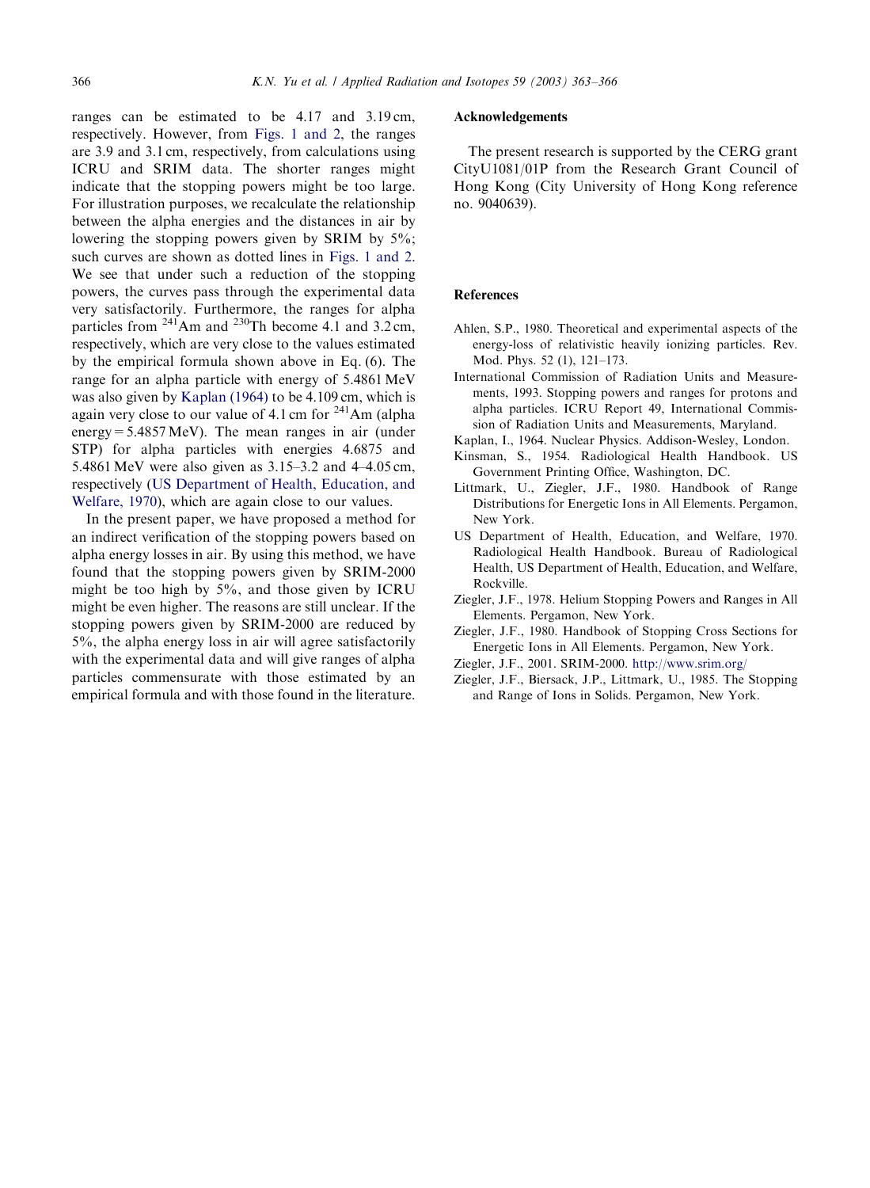ranges can be estimated to be 4.17 and 3.19 cm, respectively. However, from Figs. 1 and 2, the ranges are 3.9 and 3.1 cm, respectively, from calculations using ICRU and SRIM data. The shorter ranges might indicate that the stopping powers might be too large. For illustration purposes, we recalculate the relationship between the alpha energies and the distances in air by lowering the stopping powers given by SRIM by 5%; such curves are shown as dotted lines in Figs. 1 and 2. We see that under such a reduction of the stopping powers, the curves pass through the experimental data very satisfactorily. Furthermore, the ranges for alpha particles from $^{241}$Am and $^{230}$Th become 4.1 and 3.2 cm, respectively, which are very close to the values estimated by the empirical formula shown above in Eq. (6). The range for an alpha particle with energy of 5.4861 MeV was also given by Kaplan (1964) to be 4.109 cm, which is again very close to our value of 4.1 cm for $^{241}$Am (alpha energy = 5.4857 MeV). The mean ranges in air (under STP) for alpha particles with energies 4.6875 and 5.4861 MeV were also given as 3.15–3.2 and 4–4.05 cm, respectively (US Department of Health, Education, and Welfare, 1970), which are again close to our values.

In the present paper, we have proposed a method for an indirect verification of the stopping powers based on alpha energy losses in air. By using this method, we have found that the stopping powers given by SRIM-2000 might be too high by 5%, and those given by ICRU might be even higher. The reasons are still unclear. If the stopping powers given by SRIM-2000 are reduced by 5%, the alpha energy loss in air will agree satisfactorily with the experimental data and will give ranges of alpha particles commensurate with those estimated by an empirical formula and with those found in the literature.

## Acknowledgements

The present research is supported by the CERG grant CityU1081/01P from the Research Grant Council of Hong Kong (City University of Hong Kong reference no. 9040639).

## References

Ahlen, S.P., 1980. Theoretical and experimental aspects of the energy-loss of relativistic heavily ionizing particles. Rev. Mod. Phys. 52 (1), 121–173.

International Commission of Radiation Units and Measurements, 1993. Stopping powers and ranges for protons and alpha particles. ICRU Report 49, International Commission of Radiation Units and Measurements, Maryland.

Kaplan, I., 1964. Nuclear Physics. Addison-Wesley, London.

Kinsman, S., 1954. Radiological Health Handbook. US Government Printing Office, Washington, DC.

Littmark, U., Ziegler, J.F., 1980. Handbook of Range Distributions for Energetic Ions in All Elements. Pergamon, New York.

US Department of Health, Education, and Welfare, 1970. Radiological Health Handbook. Bureau of Radiological Health, US Department of Health, Education, and Welfare, Rockville.

Ziegler, J.F., 1978. Helium Stopping Powers and Ranges in All Elements. Pergamon, New York.

Ziegler, J.F., 1980. Handbook of Stopping Cross Sections for Energetic Ions in All Elements. Pergamon, New York.

Ziegler, J.F., 2001. SRIM-2000. http://www.srim.org/

Ziegler, J.F., Biersack, J.P., Littmark, U., 1985. The Stopping and Range of Ions in Solids. Pergamon, New York.